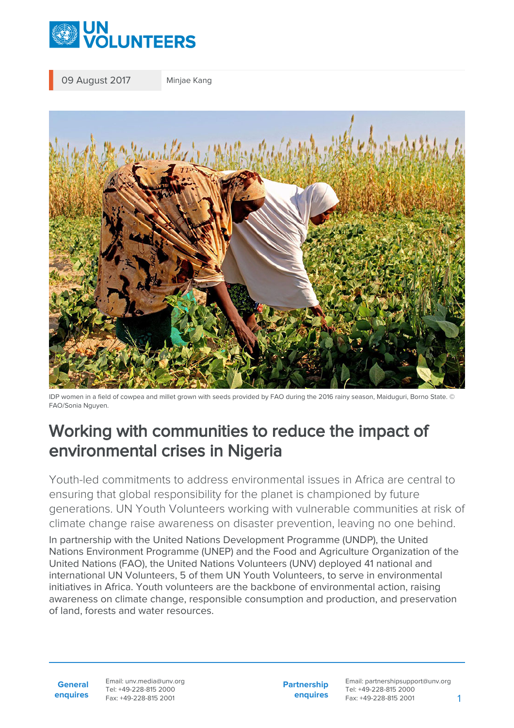09 August 2017 | Minjae Kang

IDP women in a field of cowpea and millet grown with seeds provided by FAO during the 2016 rainy season, Maiduguri, Borno State. © FAO/Sonia Nguyen.

# Working with communities to reduce the impact of environmental crises in Nigeria

Youth-led commitments to address environmental issues in Africa are central to ensuring that global responsibility for the planet is championed by future generations. UN Youth Volunteers working with vulnerable communities at risk of climate change raise awareness on disaster prevention, leaving no one behind.

In partnership with the United Nations Development Programme (UNDP), the United Nations Environment Programme (UNEP) and the Food and Agriculture Organization of the United Nations (FAO), the United Nations Volunteers (UNV) deployed 41 national and international UN Volunteers, 5 of them UN Youth Volunteers, to serve in environmental initiatives in Africa. Youth volunteers are the backbone of environmental action, raising awareness on climate change, responsible consumption and production, and preservation of land, forests and water resources.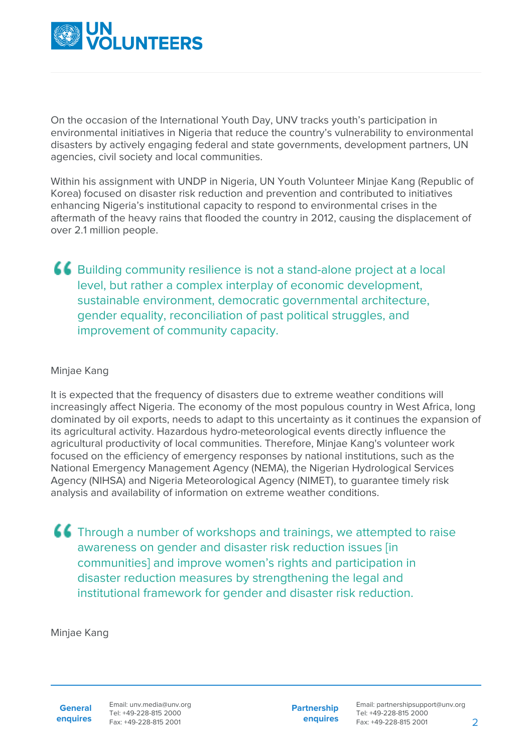On the occasion of the International Youth Day, UNV tracks youth's participation in environmental initiatives in Nigeria that reduce the country's vulnerability to environmental disasters by actively engaging federal and state governments, development partners, UN agencies, civil society and local communities.

Within his assignment with UNDP in Nigeria, UN Youth Volunteer Minjae Kang (Republic of Korea) focused on disaster risk reduction and prevention and contributed to initiatives enhancing Nigeria's institutional capacity to respond to environmental crises in the aftermath of the heavy rains that flooded the country in 2012, causing the displacement of over 2.1 million people.

> Building community resilience is not a stand-alone project at a local level, but rather a complex interplay of economic development, sustainable environment, democratic governmental architecture, gender equality, reconciliation of past political struggles, and improvement of community capacity.

Minjae Kang

It is expected that the frequency of disasters due to extreme weather conditions will increasingly affect Nigeria. The economy of the most populous country in West Africa, long dominated by oil exports, needs to adapt to this uncertainty as it continues the expansion of its agricultural activity. Hazardous hydro-meteorological events directly influence the agricultural productivity of local communities. Therefore, Minjae Kang's volunteer work focused on the efficiency of emergency responses by national institutions, such as the National Emergency Management Agency (NEMA), the Nigerian Hydrological Services Agency (NIHSA) and Nigeria Meteorological Agency (NIMET), to guarantee timely risk analysis and availability of information on extreme weather conditions.

> Through a number of workshops and trainings, we attempted to raise awareness on gender and disaster risk reduction issues [in communities] and improve women's rights and participation in disaster reduction measures by strengthening the legal and institutional framework for gender and disaster risk reduction.

Minjae Kang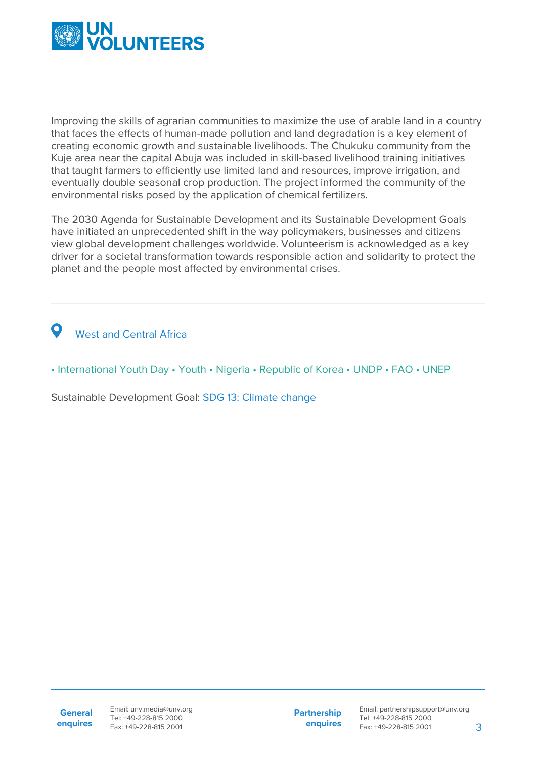Improving the skills of agrarian communities to maximize the use of arable land in a country that faces the effects of human-made pollution and land degradation is a key element of creating economic growth and sustainable livelihoods. The Chukuku community from the Kuje area near the capital Abuja was included in skill-based livelihood training initiatives that taught farmers to efficiently use limited land and resources, improve irrigation, and eventually double seasonal crop production. The project informed the community of the environmental risks posed by the application of chemical fertilizers.

The 2030 Agenda for Sustainable Development and its Sustainable Development Goals have initiated an unprecedented shift in the way policymakers, businesses and citizens view global development challenges worldwide. Volunteerism is acknowledged as a key driver for a societal transformation towards responsible action and solidarity to protect the planet and the people most affected by environmental crises.

West and Central Africa

• International Youth Day • Youth • Nigeria • Republic of Korea • UNDP • FAO • UNEP

Sustainable Development Goal: SDG 13: Climate change

**General enquires** Email: unv.media@unv.org Tel: +49-228-815 2000 Fax: +49-228-815 2001

**Partnership enquires** Email: partnershipsupport@unv.org Tel: +49-228-815 2000 Fax: +49-228-815 2001